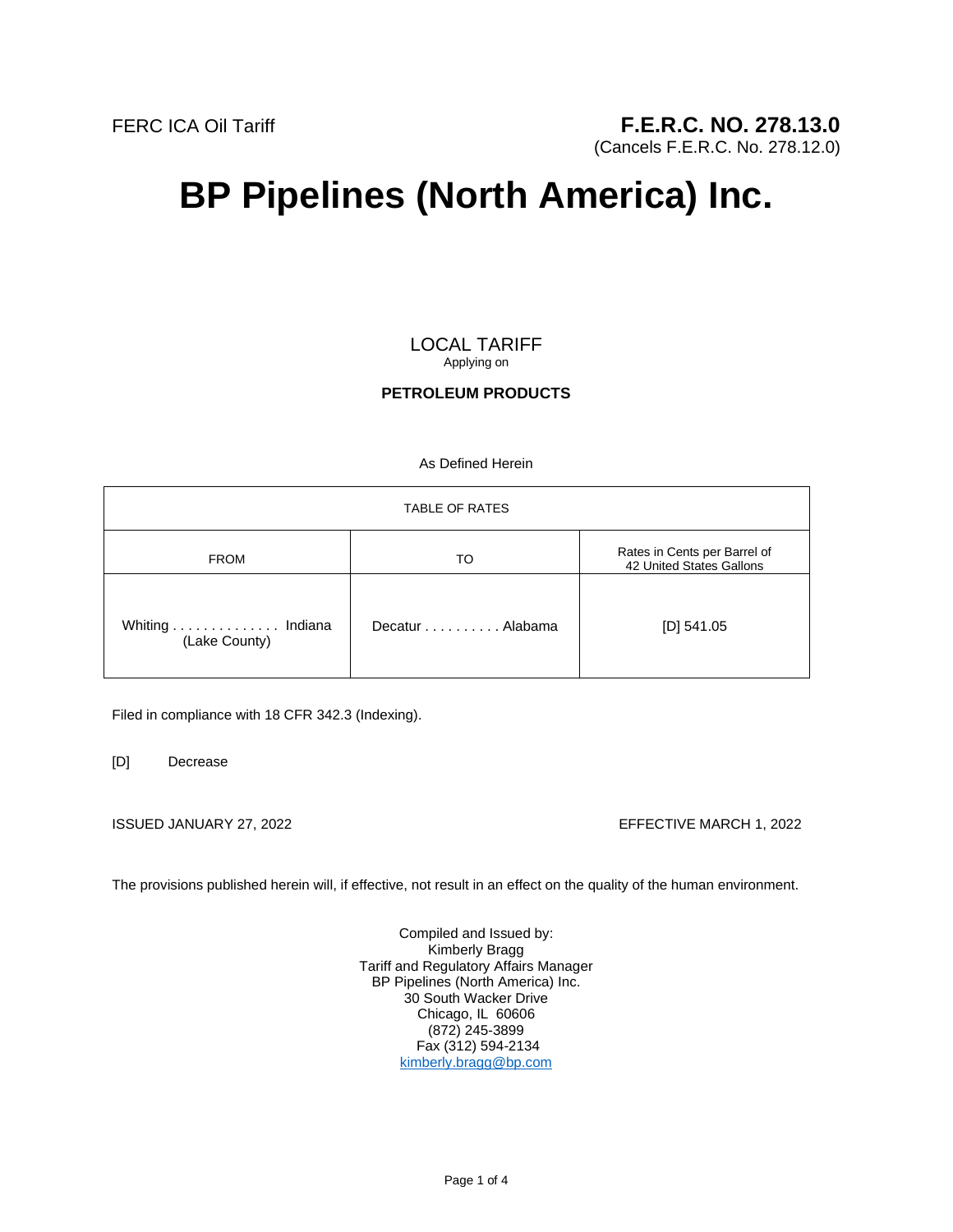FERC ICA Oil Tariff

**F.E.R.C. NO. 278.13.0**
(Cancels F.E.R.C. No. 278.12.0)

# BP Pipelines (North America) Inc.

LOCAL TARIFF
Applying on

**PETROLEUM PRODUCTS**

As Defined Herein

| TABLE OF RATES | | |
|---|---|---|
| FROM | TO | Rates in Cents per Barrel of 42 United States Gallons |
| Whiting . . . . . . . . . . . . . . Indiana (Lake County) | Decatur . . . . . . . . . . Alabama | [D] 541.05 |

Filed in compliance with 18 CFR 342.3 (Indexing).

[D] Decrease

ISSUED JANUARY 27, 2022

EFFECTIVE MARCH 1, 2022

The provisions published herein will, if effective, not result in an effect on the quality of the human environment.

Compiled and Issued by:
Kimberly Bragg
Tariff and Regulatory Affairs Manager
BP Pipelines (North America) Inc.
30 South Wacker Drive
Chicago, IL 60606
(872) 245-3899
Fax (312) 594-2134
kimberly.bragg@bp.com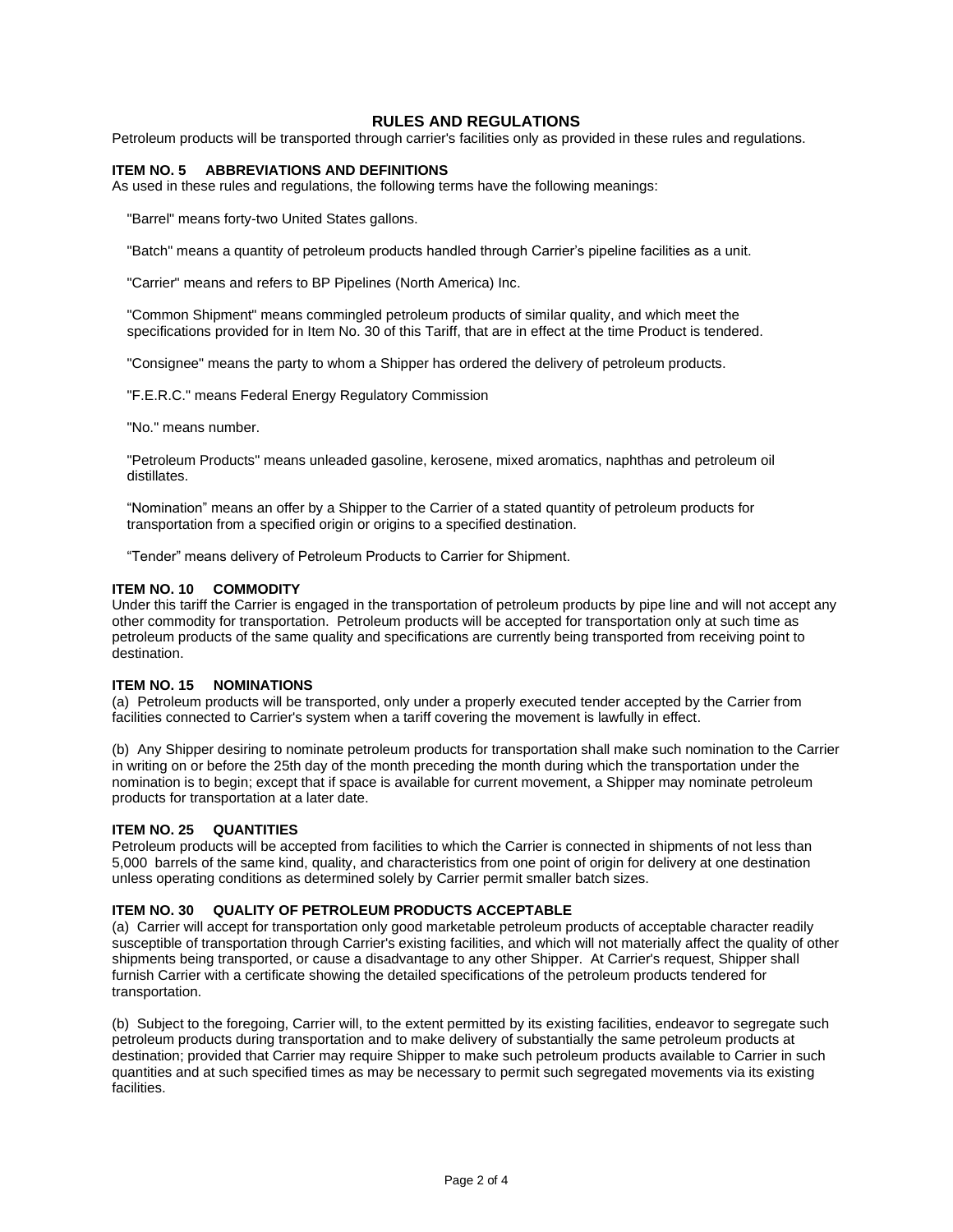# RULES AND REGULATIONS

Petroleum products will be transported through carrier's facilities only as provided in these rules and regulations.

### ITEM NO. 5 ABBREVIATIONS AND DEFINITIONS

As used in these rules and regulations, the following terms have the following meanings:

"Barrel" means forty-two United States gallons.

"Batch" means a quantity of petroleum products handled through Carrier's pipeline facilities as a unit.

"Carrier" means and refers to BP Pipelines (North America) Inc.

"Common Shipment" means commingled petroleum products of similar quality, and which meet the specifications provided for in Item No. 30 of this Tariff, that are in effect at the time Product is tendered.

"Consignee" means the party to whom a Shipper has ordered the delivery of petroleum products.

"F.E.R.C." means Federal Energy Regulatory Commission

"No." means number.

"Petroleum Products" means unleaded gasoline, kerosene, mixed aromatics, naphthas and petroleum oil distillates.

"Nomination" means an offer by a Shipper to the Carrier of a stated quantity of petroleum products for transportation from a specified origin or origins to a specified destination.

"Tender" means delivery of Petroleum Products to Carrier for Shipment.

### ITEM NO. 10 COMMODITY

Under this tariff the Carrier is engaged in the transportation of petroleum products by pipe line and will not accept any other commodity for transportation. Petroleum products will be accepted for transportation only at such time as petroleum products of the same quality and specifications are currently being transported from receiving point to destination.

### ITEM NO. 15 NOMINATIONS

(a) Petroleum products will be transported, only under a properly executed tender accepted by the Carrier from facilities connected to Carrier's system when a tariff covering the movement is lawfully in effect.

(b) Any Shipper desiring to nominate petroleum products for transportation shall make such nomination to the Carrier in writing on or before the 25th day of the month preceding the month during which the transportation under the nomination is to begin; except that if space is available for current movement, a Shipper may nominate petroleum products for transportation at a later date.

### ITEM NO. 25 QUANTITIES

Petroleum products will be accepted from facilities to which the Carrier is connected in shipments of not less than 5,000 barrels of the same kind, quality, and characteristics from one point of origin for delivery at one destination unless operating conditions as determined solely by Carrier permit smaller batch sizes.

### ITEM NO. 30 QUALITY OF PETROLEUM PRODUCTS ACCEPTABLE

(a) Carrier will accept for transportation only good marketable petroleum products of acceptable character readily susceptible of transportation through Carrier's existing facilities, and which will not materially affect the quality of other shipments being transported, or cause a disadvantage to any other Shipper. At Carrier's request, Shipper shall furnish Carrier with a certificate showing the detailed specifications of the petroleum products tendered for transportation.

(b) Subject to the foregoing, Carrier will, to the extent permitted by its existing facilities, endeavor to segregate such petroleum products during transportation and to make delivery of substantially the same petroleum products at destination; provided that Carrier may require Shipper to make such petroleum products available to Carrier in such quantities and at such specified times as may be necessary to permit such segregated movements via its existing facilities.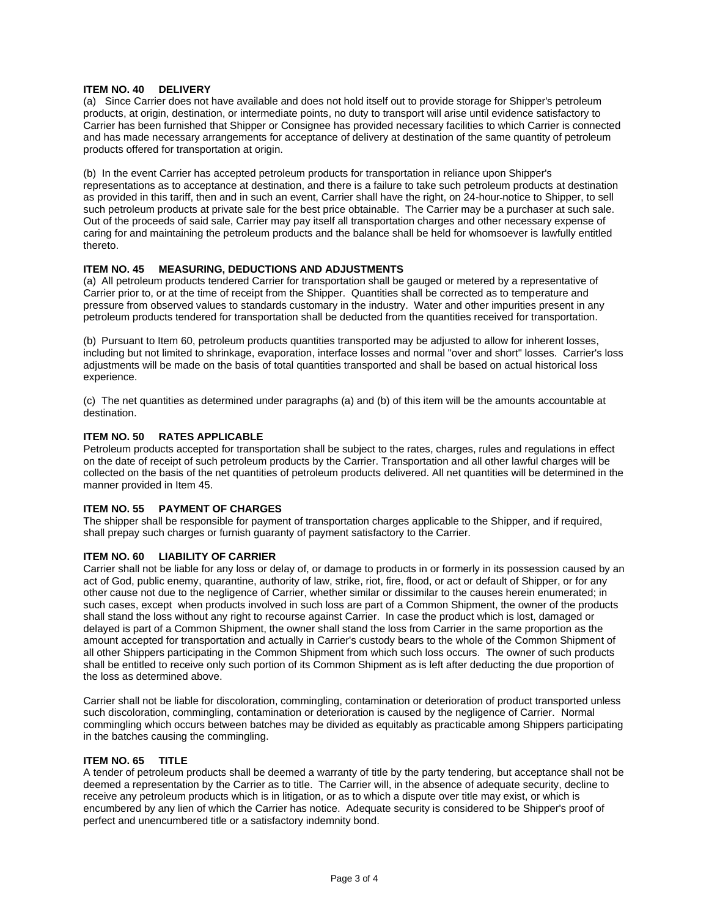## ITEM NO. 40 DELIVERY

(a) Since Carrier does not have available and does not hold itself out to provide storage for Shipper's petroleum products, at origin, destination, or intermediate points, no duty to transport will arise until evidence satisfactory to Carrier has been furnished that Shipper or Consignee has provided necessary facilities to which Carrier is connected and has made necessary arrangements for acceptance of delivery at destination of the same quantity of petroleum products offered for transportation at origin.

(b) In the event Carrier has accepted petroleum products for transportation in reliance upon Shipper's representations as to acceptance at destination, and there is a failure to take such petroleum products at destination as provided in this tariff, then and in such an event, Carrier shall have the right, on 24-hour-notice to Shipper, to sell such petroleum products at private sale for the best price obtainable. The Carrier may be a purchaser at such sale. Out of the proceeds of said sale, Carrier may pay itself all transportation charges and other necessary expense of caring for and maintaining the petroleum products and the balance shall be held for whomsoever is lawfully entitled thereto.

## ITEM NO. 45 MEASURING, DEDUCTIONS AND ADJUSTMENTS

(a) All petroleum products tendered Carrier for transportation shall be gauged or metered by a representative of Carrier prior to, or at the time of receipt from the Shipper. Quantities shall be corrected as to temperature and pressure from observed values to standards customary in the industry. Water and other impurities present in any petroleum products tendered for transportation shall be deducted from the quantities received for transportation.

(b) Pursuant to Item 60, petroleum products quantities transported may be adjusted to allow for inherent losses, including but not limited to shrinkage, evaporation, interface losses and normal "over and short" losses. Carrier's loss adjustments will be made on the basis of total quantities transported and shall be based on actual historical loss experience.

(c) The net quantities as determined under paragraphs (a) and (b) of this item will be the amounts accountable at destination.

## ITEM NO. 50 RATES APPLICABLE

Petroleum products accepted for transportation shall be subject to the rates, charges, rules and regulations in effect on the date of receipt of such petroleum products by the Carrier. Transportation and all other lawful charges will be collected on the basis of the net quantities of petroleum products delivered. All net quantities will be determined in the manner provided in Item 45.

## ITEM NO. 55 PAYMENT OF CHARGES

The shipper shall be responsible for payment of transportation charges applicable to the Shipper, and if required, shall prepay such charges or furnish guaranty of payment satisfactory to the Carrier.

## ITEM NO. 60 LIABILITY OF CARRIER

Carrier shall not be liable for any loss or delay of, or damage to products in or formerly in its possession caused by an act of God, public enemy, quarantine, authority of law, strike, riot, fire, flood, or act or default of Shipper, or for any other cause not due to the negligence of Carrier, whether similar or dissimilar to the causes herein enumerated; in such cases, except when products involved in such loss are part of a Common Shipment, the owner of the products shall stand the loss without any right to recourse against Carrier. In case the product which is lost, damaged or delayed is part of a Common Shipment, the owner shall stand the loss from Carrier in the same proportion as the amount accepted for transportation and actually in Carrier's custody bears to the whole of the Common Shipment of all other Shippers participating in the Common Shipment from which such loss occurs. The owner of such products shall be entitled to receive only such portion of its Common Shipment as is left after deducting the due proportion of the loss as determined above.

Carrier shall not be liable for discoloration, commingling, contamination or deterioration of product transported unless such discoloration, commingling, contamination or deterioration is caused by the negligence of Carrier. Normal commingling which occurs between batches may be divided as equitably as practicable among Shippers participating in the batches causing the commingling.

## ITEM NO. 65 TITLE

A tender of petroleum products shall be deemed a warranty of title by the party tendering, but acceptance shall not be deemed a representation by the Carrier as to title. The Carrier will, in the absence of adequate security, decline to receive any petroleum products which is in litigation, or as to which a dispute over title may exist, or which is encumbered by any lien of which the Carrier has notice. Adequate security is considered to be Shipper's proof of perfect and unencumbered title or a satisfactory indemnity bond.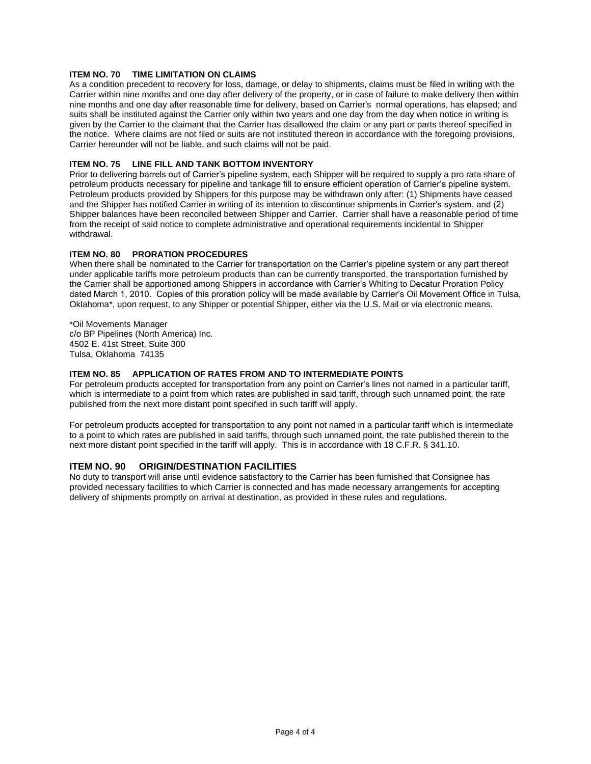### ITEM NO. 70 TIME LIMITATION ON CLAIMS

As a condition precedent to recovery for loss, damage, or delay to shipments, claims must be filed in writing with the Carrier within nine months and one day after delivery of the property, or in case of failure to make delivery then within nine months and one day after reasonable time for delivery, based on Carrier's normal operations, has elapsed; and suits shall be instituted against the Carrier only within two years and one day from the day when notice in writing is given by the Carrier to the claimant that the Carrier has disallowed the claim or any part or parts thereof specified in the notice. Where claims are not filed or suits are not instituted thereon in accordance with the foregoing provisions, Carrier hereunder will not be liable, and such claims will not be paid.

### ITEM NO. 75 LINE FILL AND TANK BOTTOM INVENTORY

Prior to delivering barrels out of Carrier's pipeline system, each Shipper will be required to supply a pro rata share of petroleum products necessary for pipeline and tankage fill to ensure efficient operation of Carrier's pipeline system. Petroleum products provided by Shippers for this purpose may be withdrawn only after: (1) Shipments have ceased and the Shipper has notified Carrier in writing of its intention to discontinue shipments in Carrier's system, and (2) Shipper balances have been reconciled between Shipper and Carrier. Carrier shall have a reasonable period of time from the receipt of said notice to complete administrative and operational requirements incidental to Shipper withdrawal.

### ITEM NO. 80 PRORATION PROCEDURES

When there shall be nominated to the Carrier for transportation on the Carrier's pipeline system or any part thereof under applicable tariffs more petroleum products than can be currently transported, the transportation furnished by the Carrier shall be apportioned among Shippers in accordance with Carrier's Whiting to Decatur Proration Policy dated March 1, 2010. Copies of this proration policy will be made available by Carrier's Oil Movement Office in Tulsa, Oklahoma*, upon request, to any Shipper or potential Shipper, either via the U.S. Mail or via electronic means.

*Oil Movements Manager
c/o BP Pipelines (North America) Inc.
4502 E. 41st Street, Suite 300
Tulsa, Oklahoma 74135

### ITEM NO. 85 APPLICATION OF RATES FROM AND TO INTERMEDIATE POINTS

For petroleum products accepted for transportation from any point on Carrier's lines not named in a particular tariff, which is intermediate to a point from which rates are published in said tariff, through such unnamed point, the rate published from the next more distant point specified in such tariff will apply.

For petroleum products accepted for transportation to any point not named in a particular tariff which is intermediate to a point to which rates are published in said tariffs, through such unnamed point, the rate published therein to the next more distant point specified in the tariff will apply. This is in accordance with 18 C.F.R. § 341.10.

### ITEM NO. 90 ORIGIN/DESTINATION FACILITIES

No duty to transport will arise until evidence satisfactory to the Carrier has been furnished that Consignee has provided necessary facilities to which Carrier is connected and has made necessary arrangements for accepting delivery of shipments promptly on arrival at destination, as provided in these rules and regulations.